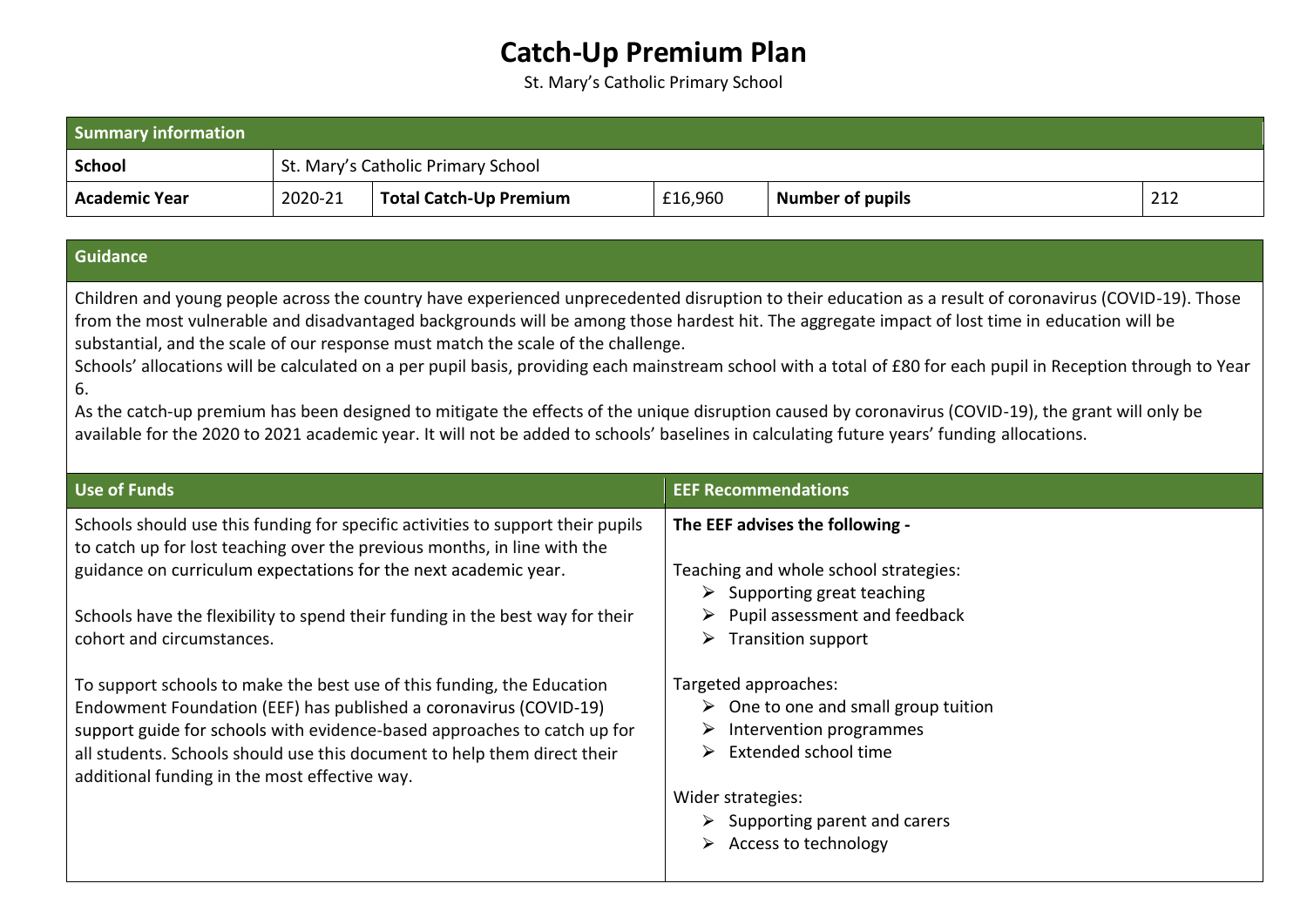# Catch-Up Premium Plan

St. Mary's Catholic Primary School

| Summary information | | | | | |
|---|---|---|---|---|---|
| **School** | St. Mary's Catholic Primary School | | | | |
| **Academic Year** | 2020-21 | **Total Catch-Up Premium** | £16,960 | **Number of pupils** | 212 |

## Guidance

Children and young people across the country have experienced unprecedented disruption to their education as a result of coronavirus (COVID-19). Those from the most vulnerable and disadvantaged backgrounds will be among those hardest hit. The aggregate impact of lost time in education will be substantial, and the scale of our response must match the scale of the challenge.

Schools' allocations will be calculated on a per pupil basis, providing each mainstream school with a total of £80 for each pupil in Reception through to Year 6.

As the catch-up premium has been designed to mitigate the effects of the unique disruption caused by coronavirus (COVID-19), the grant will only be available for the 2020 to 2021 academic year. It will not be added to schools' baselines in calculating future years' funding allocations.

## Use of Funds

Schools should use this funding for specific activities to support their pupils to catch up for lost teaching over the previous months, in line with the guidance on curriculum expectations for the next academic year.

Schools have the flexibility to spend their funding in the best way for their cohort and circumstances.

To support schools to make the best use of this funding, the Education Endowment Foundation (EEF) has published a coronavirus (COVID-19) support guide for schools with evidence-based approaches to catch up for all students. Schools should use this document to help them direct their additional funding in the most effective way.

## EEF Recommendations

**The EEF advises the following -**

Teaching and whole school strategies:

- Supporting great teaching
- Pupil assessment and feedback
- Transition support

Targeted approaches:

- One to one and small group tuition
- Intervention programmes
- Extended school time

Wider strategies:

- Supporting parent and carers
- Access to technology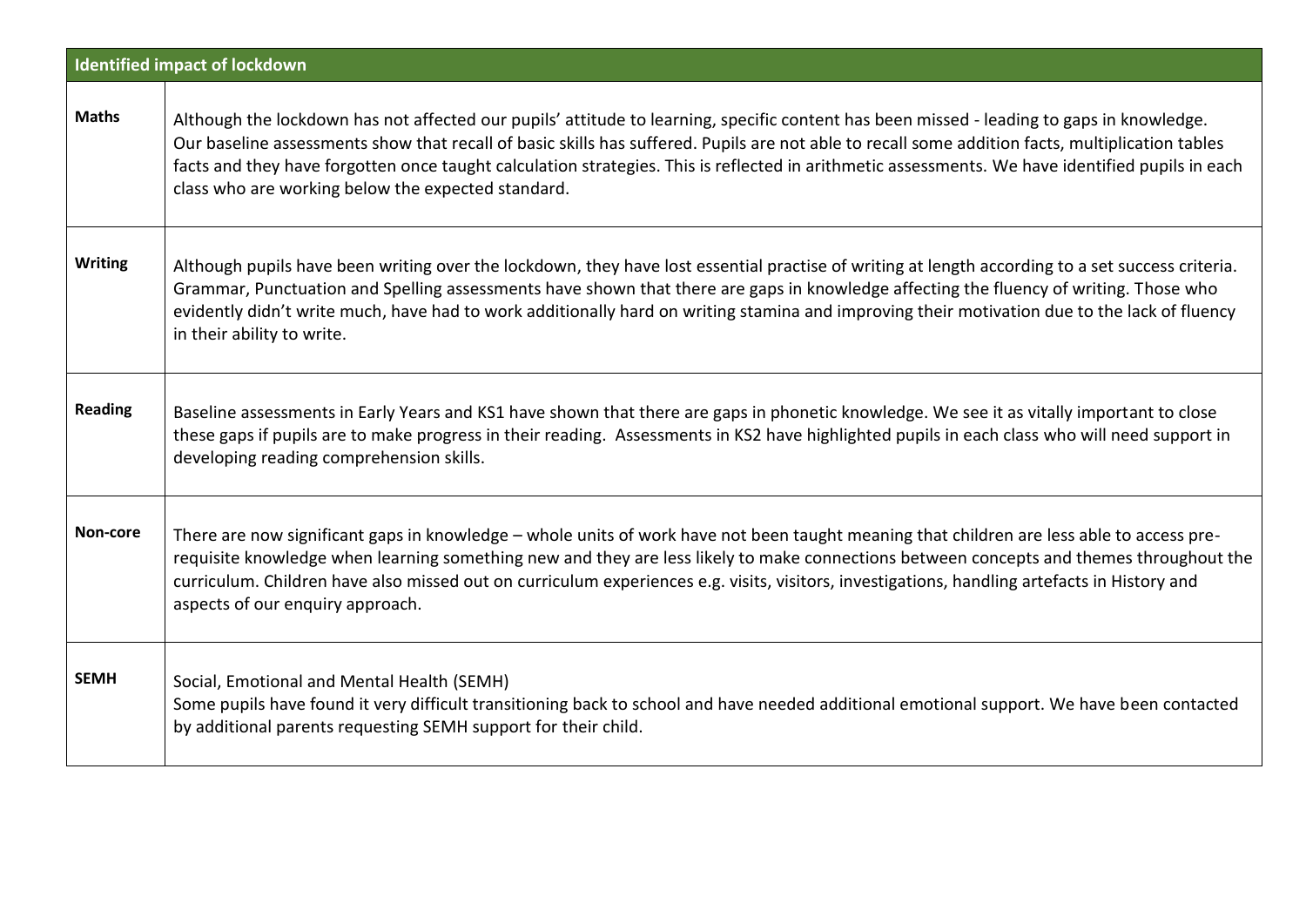| Identified impact of lockdown | |
|---|---|
| **Maths** | Although the lockdown has not affected our pupils' attitude to learning, specific content has been missed - leading to gaps in knowledge. Our baseline assessments show that recall of basic skills has suffered. Pupils are not able to recall some addition facts, multiplication tables facts and they have forgotten once taught calculation strategies. This is reflected in arithmetic assessments. We have identified pupils in each class who are working below the expected standard. |
| **Writing** | Although pupils have been writing over the lockdown, they have lost essential practise of writing at length according to a set success criteria. Grammar, Punctuation and Spelling assessments have shown that there are gaps in knowledge affecting the fluency of writing. Those who evidently didn't write much, have had to work additionally hard on writing stamina and improving their motivation due to the lack of fluency in their ability to write. |
| **Reading** | Baseline assessments in Early Years and KS1 have shown that there are gaps in phonetic knowledge. We see it as vitally important to close these gaps if pupils are to make progress in their reading. Assessments in KS2 have highlighted pupils in each class who will need support in developing reading comprehension skills. |
| **Non-core** | There are now significant gaps in knowledge – whole units of work have not been taught meaning that children are less able to access pre-requisite knowledge when learning something new and they are less likely to make connections between concepts and themes throughout the curriculum. Children have also missed out on curriculum experiences e.g. visits, visitors, investigations, handling artefacts in History and aspects of our enquiry approach. |
| **SEMH** | Social, Emotional and Mental Health (SEMH)<br>Some pupils have found it very difficult transitioning back to school and have needed additional emotional support. We have been contacted by additional parents requesting SEMH support for their child. |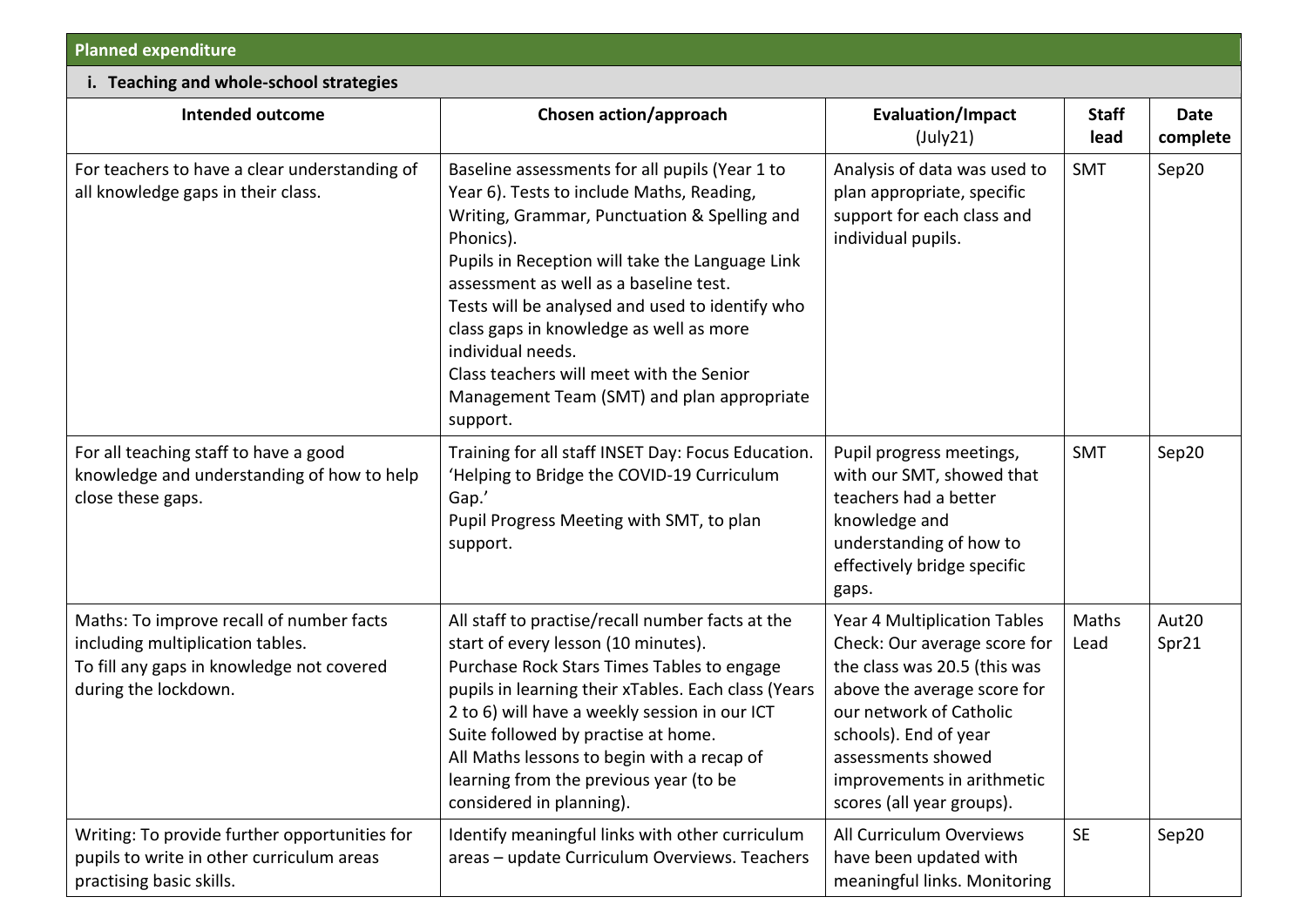**Planned expenditure**

**i. Teaching and whole-school strategies**

| Intended outcome | Chosen action/approach | Evaluation/Impact (July21) | Staff lead | Date complete |
|---|---|---|---|---|
| For teachers to have a clear understanding of all knowledge gaps in their class. | Baseline assessments for all pupils (Year 1 to Year 6). Tests to include Maths, Reading, Writing, Grammar, Punctuation & Spelling and Phonics).<br>Pupils in Reception will take the Language Link assessment as well as a baseline test.<br>Tests will be analysed and used to identify who class gaps in knowledge as well as more individual needs.<br>Class teachers will meet with the Senior Management Team (SMT) and plan appropriate support. | Analysis of data was used to plan appropriate, specific support for each class and individual pupils. | SMT | Sep20 |
| For all teaching staff to have a good knowledge and understanding of how to help close these gaps. | Training for all staff INSET Day: Focus Education. 'Helping to Bridge the COVID-19 Curriculum Gap.'<br>Pupil Progress Meeting with SMT, to plan support. | Pupil progress meetings, with our SMT, showed that teachers had a better knowledge and understanding of how to effectively bridge specific gaps. | SMT | Sep20 |
| Maths: To improve recall of number facts including multiplication tables.<br>To fill any gaps in knowledge not covered during the lockdown. | All staff to practise/recall number facts at the start of every lesson (10 minutes).<br>Purchase Rock Stars Times Tables to engage pupils in learning their xTables. Each class (Years 2 to 6) will have a weekly session in our ICT Suite followed by practise at home.<br>All Maths lessons to begin with a recap of learning from the previous year (to be considered in planning). | Year 4 Multiplication Tables Check: Our average score for the class was 20.5 (this was above the average score for our network of Catholic schools). End of year assessments showed improvements in arithmetic scores (all year groups). | Maths Lead | Aut20<br>Spr21 |
| Writing: To provide further opportunities for pupils to write in other curriculum areas practising basic skills. | Identify meaningful links with other curriculum areas – update Curriculum Overviews. Teachers | All Curriculum Overviews have been updated with meaningful links. Monitoring | SE | Sep20 |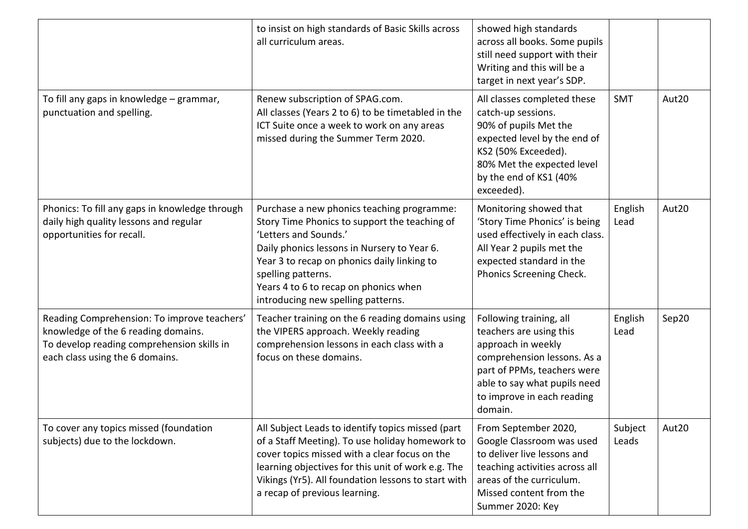| | | | | |
|---|---|---|---|---|
| | to insist on high standards of Basic Skills across all curriculum areas. | showed high standards across all books. Some pupils still need support with their Writing and this will be a target in next year's SDP. | | |
| To fill any gaps in knowledge – grammar, punctuation and spelling. | Renew subscription of SPAG.com.<br>All classes (Years 2 to 6) to be timetabled in the ICT Suite once a week to work on any areas missed during the Summer Term 2020. | All classes completed these catch-up sessions.<br>90% of pupils Met the expected level by the end of KS2 (50% Exceeded).<br>80% Met the expected level by the end of KS1 (40% exceeded). | SMT | Aut20 |
| Phonics: To fill any gaps in knowledge through daily high quality lessons and regular opportunities for recall. | Purchase a new phonics teaching programme: Story Time Phonics to support the teaching of 'Letters and Sounds.'<br>Daily phonics lessons in Nursery to Year 6.<br>Year 3 to recap on phonics daily linking to spelling patterns.<br>Years 4 to 6 to recap on phonics when introducing new spelling patterns. | Monitoring showed that 'Story Time Phonics' is being used effectively in each class. All Year 2 pupils met the expected standard in the Phonics Screening Check. | English Lead | Aut20 |
| Reading Comprehension: To improve teachers' knowledge of the 6 reading domains.<br>To develop reading comprehension skills in each class using the 6 domains. | Teacher training on the 6 reading domains using the VIPERS approach. Weekly reading comprehension lessons in each class with a focus on these domains. | Following training, all teachers are using this approach in weekly comprehension lessons. As a part of PPMs, teachers were able to say what pupils need to improve in each reading domain. | English Lead | Sep20 |
| To cover any topics missed (foundation subjects) due to the lockdown. | All Subject Leads to identify topics missed (part of a Staff Meeting). To use holiday homework to cover topics missed with a clear focus on the learning objectives for this unit of work e.g. The Vikings (Yr5). All foundation lessons to start with a recap of previous learning. | From September 2020, Google Classroom was used to deliver live lessons and teaching activities across all areas of the curriculum. Missed content from the Summer 2020: Key | Subject Leads | Aut20 |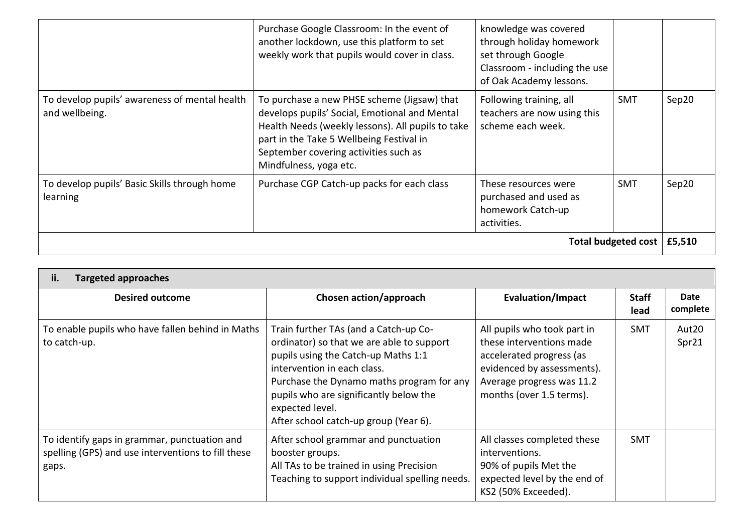| | | | | |
|---|---|---|---|---|
| | Purchase Google Classroom: In the event of another lockdown, use this platform to set weekly work that pupils would cover in class. | knowledge was covered through holiday homework set through Google Classroom - including the use of Oak Academy lessons. | | |
| To develop pupils' awareness of mental health and wellbeing. | To purchase a new PHSE scheme (Jigsaw) that develops pupils' Social, Emotional and Mental Health Needs (weekly lessons). All pupils to take part in the Take 5 Wellbeing Festival in September covering activities such as Mindfulness, yoga etc. | Following training, all teachers are now using this scheme each week. | SMT | Sep20 |
| To develop pupils' Basic Skills through home learning | Purchase CGP Catch-up packs for each class | These resources were purchased and used as homework Catch-up activities. | SMT | Sep20 |
| | | | **Total budgeted cost** | **£5,510** |

| **ii. Targeted approaches** | | | | |
|---|---|---|---|---|
| **Desired outcome** | **Chosen action/approach** | **Evaluation/Impact** | **Staff lead** | **Date complete** |
| To enable pupils who have fallen behind in Maths to catch-up. | Train further TAs (and a Catch-up Co-ordinator) so that we are able to support pupils using the Catch-up Maths 1:1 intervention in each class.<br>Purchase the Dynamo maths program for any pupils who are significantly below the expected level.<br>After school catch-up group (Year 6). | All pupils who took part in these interventions made accelerated progress (as evidenced by assessments). Average progress was 11.2 months (over 1.5 terms). | SMT | Aut20<br>Spr21 |
| To identify gaps in grammar, punctuation and spelling (GPS) and use interventions to fill these gaps. | After school grammar and punctuation booster groups.<br>All TAs to be trained in using Precision Teaching to support individual spelling needs. | All classes completed these interventions.<br>90% of pupils Met the expected level by the end of KS2 (50% Exceeded). | SMT | |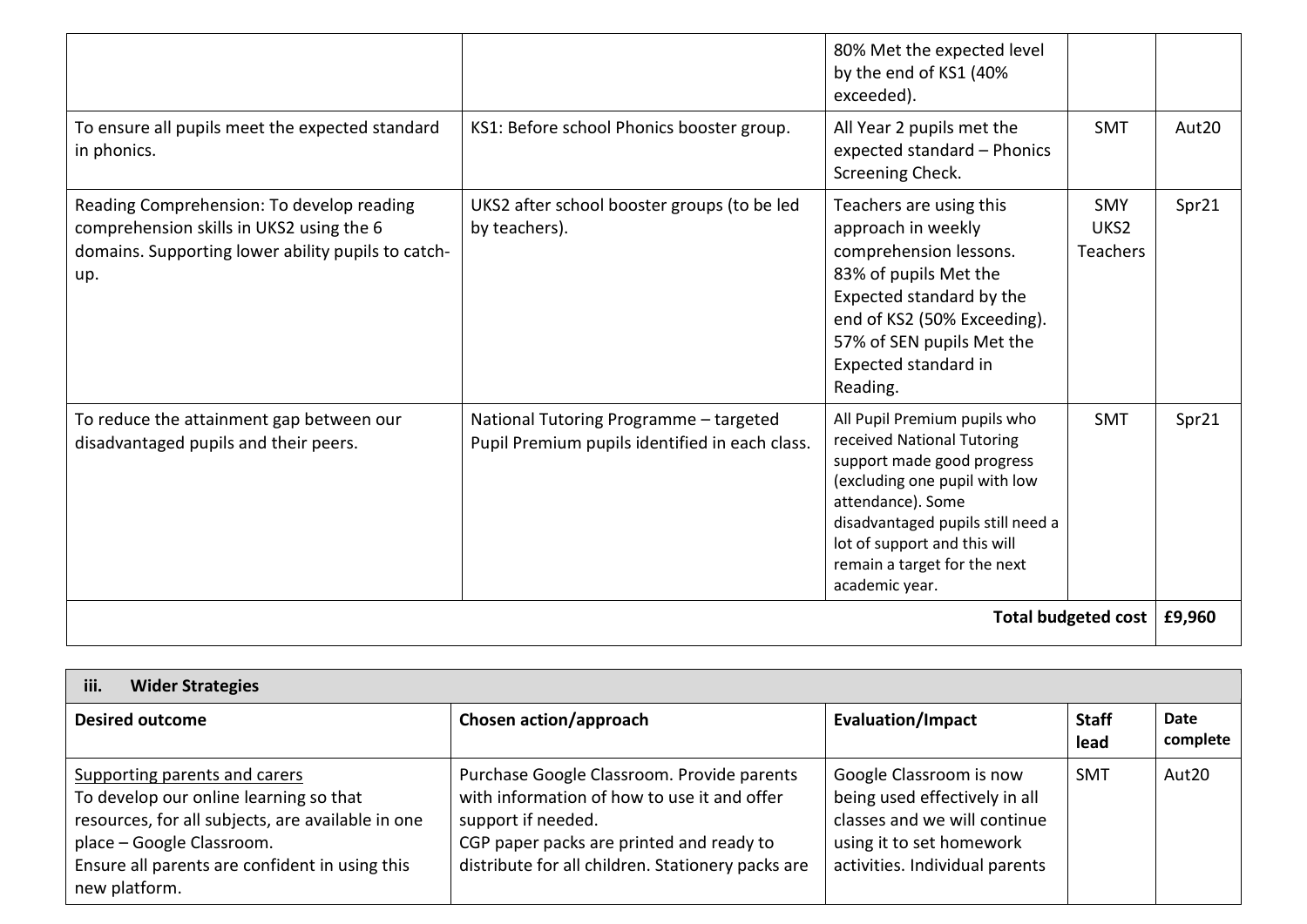| | | | | |
|---|---|---|---|---|
| | | 80% Met the expected level by the end of KS1 (40% exceeded). | | |
| To ensure all pupils meet the expected standard in phonics. | KS1: Before school Phonics booster group. | All Year 2 pupils met the expected standard – Phonics Screening Check. | SMT | Aut20 |
| Reading Comprehension: To develop reading comprehension skills in UKS2 using the 6 domains. Supporting lower ability pupils to catch-up. | UKS2 after school booster groups (to be led by teachers). | Teachers are using this approach in weekly comprehension lessons. 83% of pupils Met the Expected standard by the end of KS2 (50% Exceeding). 57% of SEN pupils Met the Expected standard in Reading. | SMY UKS2 Teachers | Spr21 |
| To reduce the attainment gap between our disadvantaged pupils and their peers. | National Tutoring Programme – targeted Pupil Premium pupils identified in each class. | All Pupil Premium pupils who received National Tutoring support made good progress (excluding one pupil with low attendance). Some disadvantaged pupils still need a lot of support and this will remain a target for the next academic year. | SMT | Spr21 |
| | | | **Total budgeted cost** | **£9,960** |

| iii. **Wider Strategies** | | | | |
|---|---|---|---|---|
| **Desired outcome** | **Chosen action/approach** | **Evaluation/Impact** | **Staff lead** | **Date complete** |
| Supporting parents and carers<br>To develop our online learning so that resources, for all subjects, are available in one place – Google Classroom.<br>Ensure all parents are confident in using this new platform. | Purchase Google Classroom. Provide parents with information of how to use it and offer support if needed.<br>CGP paper packs are printed and ready to distribute for all children. Stationery packs are | Google Classroom is now being used effectively in all classes and we will continue using it to set homework activities. Individual parents | SMT | Aut20 |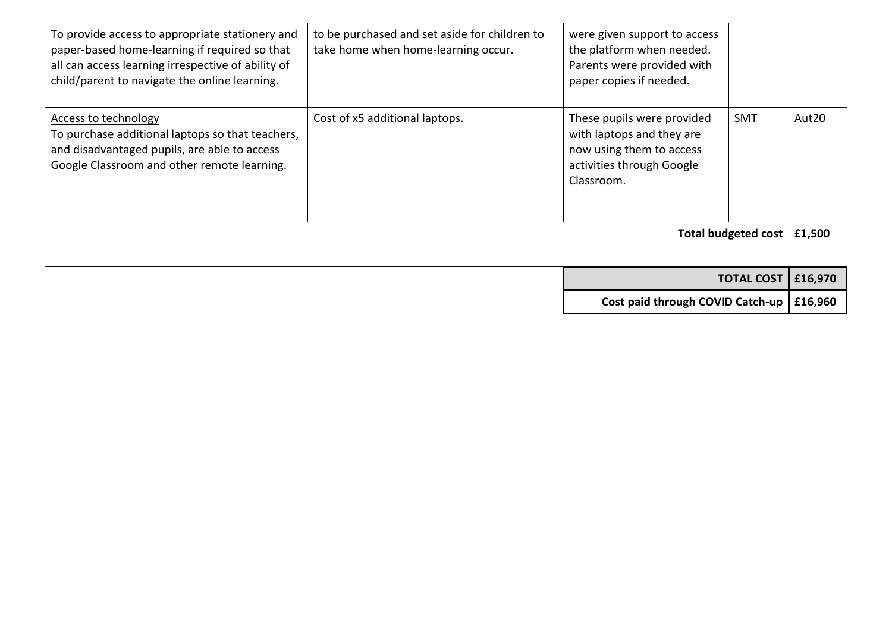| | | | | |
|---|---|---|---|---|
| To provide access to appropriate stationery and paper-based home-learning if required so that all can access learning irrespective of ability of child/parent to navigate the online learning. | to be purchased and set aside for children to take home when home-learning occur. | were given support to access the platform when needed. Parents were provided with paper copies if needed. | | |
| Access to technology<br>To purchase additional laptops so that teachers, and disadvantaged pupils, are able to access Google Classroom and other remote learning. | Cost of x5 additional laptops. | These pupils were provided with laptops and they are now using them to access activities through Google Classroom. | SMT | Aut20 |
| | | | **Total budgeted cost** | **£1,500** |
| | | | | |
| | | | **TOTAL COST** | **£16,970** |
| | | | **Cost paid through COVID Catch-up** | **£16,960** |